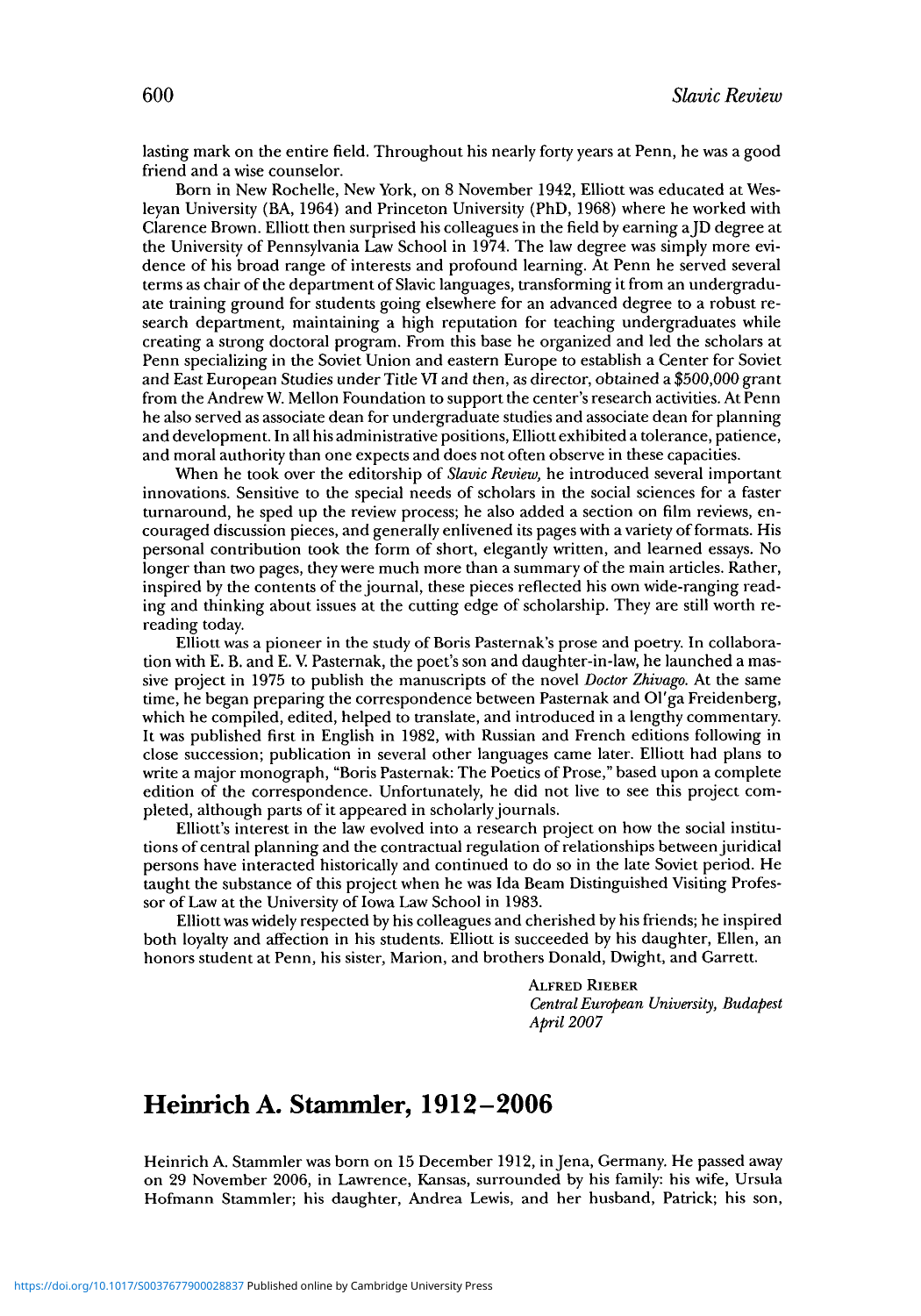lasting mark on the entire field. Throughout his nearly forty years at Penn, he was a good friend and a wise counselor.

Born in New Rochelle, New York, on 8 November 1942, Elliott was educated at Wesleyan University (BA, 1964) and Princeton University (PhD, 1968) where he worked with Clarence Brown. Elliott then surprised his colleagues in the field by earning a JD degree at the University of Pennsylvania Law School in 1974. The law degree was simply more evidence of his broad range of interests and profound learning. At Penn he served several terms as chair of the department of Slavic languages, transforming it from an undergraduate training ground for students going elsewhere for an advanced degree to a robust research department, maintaining a high reputation for teaching undergraduates while creating a strong doctoral program. From this base he organized and led the scholars at Penn specializing in the Soviet Union and eastern Europe to establish a Center for Soviet and East European Studies under Title VI and then, as director, obtained a $500,000 grant from the Andrew W. Mellon Foundation to support the center's research activities. At Penn he also served as associate dean for undergraduate studies and associate dean for planning and development. In all his administrative positions, Elliott exhibited a tolerance, patience, and moral authority than one expects and does not often observe in these capacities.

When he took over the editorship of *Slavic Review,* he introduced several important innovations. Sensitive to the special needs of scholars in the social sciences for a faster turnaround, he sped up the review process; he also added a section on film reviews, encouraged discussion pieces, and generally enlivened its pages with a variety of formats. His personal contribution took the form of short, elegantly written, and learned essays. No longer than two pages, they were much more than a summary of the main articles. Rather, inspired by the contents of the journal, these pieces reflected his own wide-ranging reading and thinking about issues at the cutting edge of scholarship. They are still worth rereading today.

Elliott was a pioneer in the study of Boris Pasternak's prose and poetry. In collaboration with E. B. and E. V. Pasternak, the poet's son and daughter-in-law, he launched a massive project in 1975 to publish the manuscripts of the novel *Doctor Zhivago.* At the same time, he began preparing the correspondence between Pasternak and Ol'ga Freidenberg, which he compiled, edited, helped to translate, and introduced in a lengthy commentary. It was published first in English in 1982, with Russian and French editions following in close succession; publication in several other languages came later. Elliott had plans to write a major monograph, "Boris Pasternak: The Poetics of Prose," based upon a complete edition of the correspondence. Unfortunately, he did not live to see this project completed, although parts of it appeared in scholarly journals.

Elliott's interest in the law evolved into a research project on how the social institutions of central planning and the contractual regulation of relationships between juridical persons have interacted historically and continued to do so in the late Soviet period. He taught the substance of this project when he was Ida Beam Distinguished Visiting Professor of Law at the University of Iowa Law School in 1983.

Elliott was widely respected by his colleagues and cherished by his friends; he inspired both loyalty and affection in his students. Elliott is succeeded by his daughter, Ellen, an honors student at Penn, his sister, Marion, and brothers Donald, Dwight, and Garrett.

ALFRED RIEBER
*Central European University, Budapest*
*April 2007*

## Heinrich A. Stammler, 1912–2006

Heinrich A. Stammler was born on 15 December 1912, in Jena, Germany. He passed away on 29 November 2006, in Lawrence, Kansas, surrounded by his family: his wife, Ursula Hofmann Stammler; his daughter, Andrea Lewis, and her husband, Patrick; his son,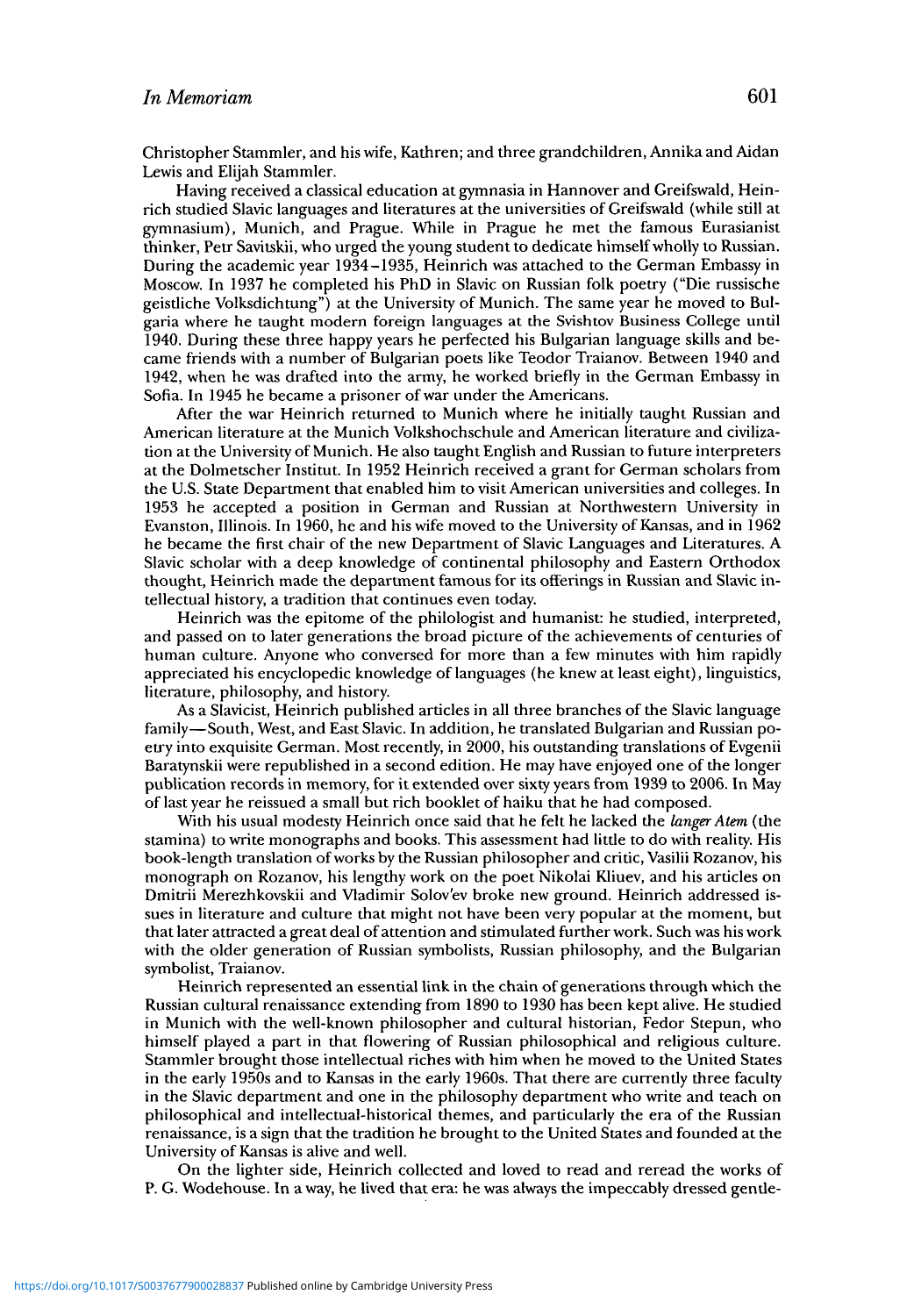Christopher Stammler, and his wife, Kathren; and three grandchildren, Annika and Aidan Lewis and Elijah Stammler.

Having received a classical education at gymnasia in Hannover and Greifswald, Heinrich studied Slavic languages and literatures at the universities of Greifswald (while still at gymnasium), Munich, and Prague. While in Prague he met the famous Eurasianist thinker, Petr Savitskii, who urged the young student to dedicate himself wholly to Russian. During the academic year 1934–1935, Heinrich was attached to the German Embassy in Moscow. In 1937 he completed his PhD in Slavic on Russian folk poetry ("Die russische geistliche Volksdichtung") at the University of Munich. The same year he moved to Bulgaria where he taught modern foreign languages at the Svishtov Business College until 1940. During these three happy years he perfected his Bulgarian language skills and became friends with a number of Bulgarian poets like Teodor Traianov. Between 1940 and 1942, when he was drafted into the army, he worked briefly in the German Embassy in Sofia. In 1945 he became a prisoner of war under the Americans.

After the war Heinrich returned to Munich where he initially taught Russian and American literature at the Munich Volkshochschule and American literature and civilization at the University of Munich. He also taught English and Russian to future interpreters at the Dolmetscher Institut. In 1952 Heinrich received a grant for German scholars from the U.S. State Department that enabled him to visit American universities and colleges. In 1953 he accepted a position in German and Russian at Northwestern University in Evanston, Illinois. In 1960, he and his wife moved to the University of Kansas, and in 1962 he became the first chair of the new Department of Slavic Languages and Literatures. A Slavic scholar with a deep knowledge of continental philosophy and Eastern Orthodox thought, Heinrich made the department famous for its offerings in Russian and Slavic intellectual history, a tradition that continues even today.

Heinrich was the epitome of the philologist and humanist: he studied, interpreted, and passed on to later generations the broad picture of the achievements of centuries of human culture. Anyone who conversed for more than a few minutes with him rapidly appreciated his encyclopedic knowledge of languages (he knew at least eight), linguistics, literature, philosophy, and history.

As a Slavicist, Heinrich published articles in all three branches of the Slavic language family—South, West, and East Slavic. In addition, he translated Bulgarian and Russian poetry into exquisite German. Most recently, in 2000, his outstanding translations of Evgenii Baratynskii were republished in a second edition. He may have enjoyed one of the longer publication records in memory, for it extended over sixty years from 1939 to 2006. In May of last year he reissued a small but rich booklet of haiku that he had composed.

With his usual modesty Heinrich once said that he felt he lacked the *langer Atem* (the stamina) to write monographs and books. This assessment had little to do with reality. His book-length translation of works by the Russian philosopher and critic, Vasilii Rozanov, his monograph on Rozanov, his lengthy work on the poet Nikolai Kliuev, and his articles on Dmitrii Merezhkovskii and Vladimir Solov'ev broke new ground. Heinrich addressed issues in literature and culture that might not have been very popular at the moment, but that later attracted a great deal of attention and stimulated further work. Such was his work with the older generation of Russian symbolists, Russian philosophy, and the Bulgarian symbolist, Traianov.

Heinrich represented an essential link in the chain of generations through which the Russian cultural renaissance extending from 1890 to 1930 has been kept alive. He studied in Munich with the well-known philosopher and cultural historian, Fedor Stepun, who himself played a part in that flowering of Russian philosophical and religious culture. Stammler brought those intellectual riches with him when he moved to the United States in the early 1950s and to Kansas in the early 1960s. That there are currently three faculty in the Slavic department and one in the philosophy department who write and teach on philosophical and intellectual-historical themes, and particularly the era of the Russian renaissance, is a sign that the tradition he brought to the United States and founded at the University of Kansas is alive and well.

On the lighter side, Heinrich collected and loved to read and reread the works of P. G. Wodehouse. In a way, he lived that era: he was always the impeccably dressed gentle-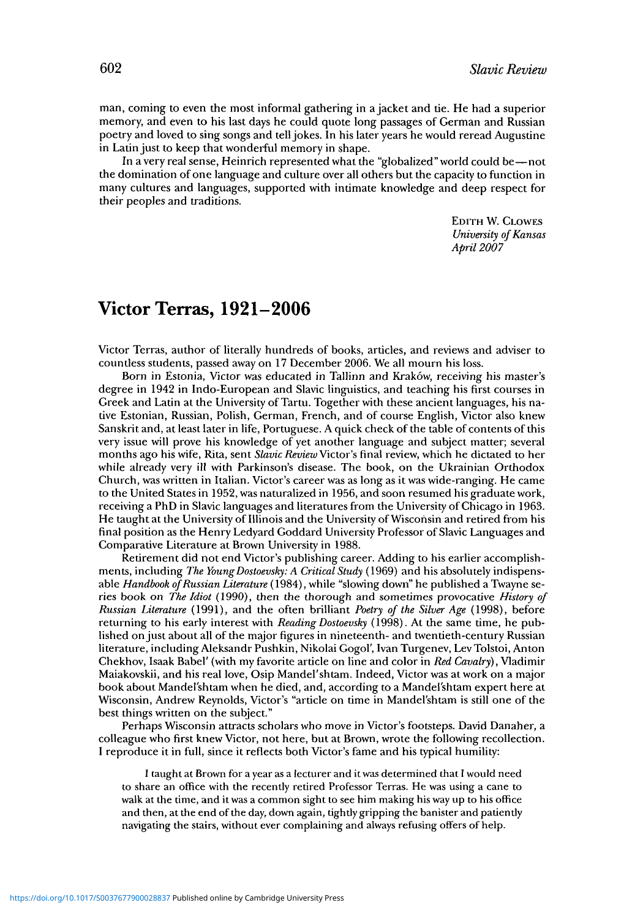man, coming to even the most informal gathering in a jacket and tie. He had a superior memory, and even to his last days he could quote long passages of German and Russian poetry and loved to sing songs and tell jokes. In his later years he would reread Augustine in Latin just to keep that wonderful memory in shape.

In a very real sense, Heinrich represented what the "globalized" world could be—not the domination of one language and culture over all others but the capacity to function in many cultures and languages, supported with intimate knowledge and deep respect for their peoples and traditions.

EDITH W. CLOWES
*University of Kansas*
*April 2007*

## Victor Terras, 1921–2006

Victor Terras, author of literally hundreds of books, articles, and reviews and adviser to countless students, passed away on 17 December 2006. We all mourn his loss.

Born in Estonia, Victor was educated in Tallinn and Kraków, receiving his master's degree in 1942 in Indo-European and Slavic linguistics, and teaching his first courses in Greek and Latin at the University of Tartu. Together with these ancient languages, his native Estonian, Russian, Polish, German, French, and of course English, Victor also knew Sanskrit and, at least later in life, Portuguese. A quick check of the table of contents of this very issue will prove his knowledge of yet another language and subject matter; several months ago his wife, Rita, sent *Slavic Review* Victor's final review, which he dictated to her while already very ill with Parkinson's disease. The book, on the Ukrainian Orthodox Church, was written in Italian. Victor's career was as long as it was wide-ranging. He came to the United States in 1952, was naturalized in 1956, and soon resumed his graduate work, receiving a PhD in Slavic languages and literatures from the University of Chicago in 1963. He taught at the University of Illinois and the University of Wisconsin and retired from his final position as the Henry Ledyard Goddard University Professor of Slavic Languages and Comparative Literature at Brown University in 1988.

Retirement did not end Victor's publishing career. Adding to his earlier accomplishments, including *The Young Dostoevsky: A Critical Study* (1969) and his absolutely indispensable *Handbook of Russian Literature* (1984), while "slowing down" he published a Twayne series book on *The Idiot* (1990), then the thorough and sometimes provocative *History of Russian Literature* (1991), and the often brilliant *Poetry of the Silver Age* (1998), before returning to his early interest with *Reading Dostoevsky* (1998). At the same time, he published on just about all of the major figures in nineteenth- and twentieth-century Russian literature, including Aleksandr Pushkin, Nikolai Gogol', Ivan Turgenev, Lev Tolstoi, Anton Chekhov, Isaak Babel' (with my favorite article on line and color in *Red Cavalry*), Vladimir Maiakovskii, and his real love, Osip Mandel'shtam. Indeed, Victor was at work on a major book about Mandel'shtam when he died, and, according to a Mandel'shtam expert here at Wisconsin, Andrew Reynolds, Victor's "article on time in Mandel'shtam is still one of the best things written on the subject."

Perhaps Wisconsin attracts scholars who move in Victor's footsteps. David Danaher, a colleague who first knew Victor, not here, but at Brown, wrote the following recollection. I reproduce it in full, since it reflects both Victor's fame and his typical humility:

> I taught at Brown for a year as a lecturer and it was determined that I would need to share an office with the recently retired Professor Terras. He was using a cane to walk at the time, and it was a common sight to see him making his way up to his office and then, at the end of the day, down again, tightly gripping the banister and patiently navigating the stairs, without ever complaining and always refusing offers of help.